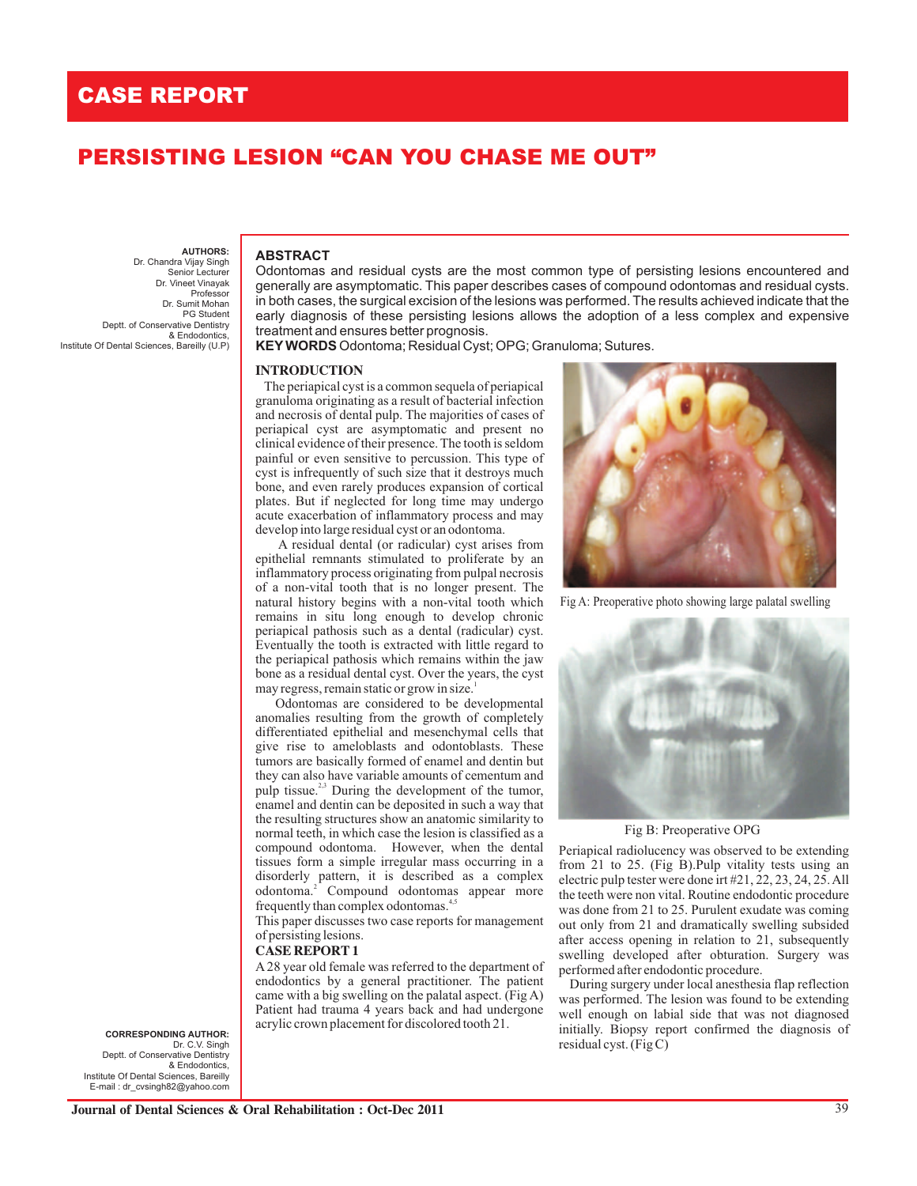# CASE REPORT

## PERSISTING LESION "CAN YOU CHASE ME OUT"

**AUTHORS:**
Dr. Chandra Vijay Singh
Senior Lecturer
Dr. Vineet Vinayak
Professor
Dr. Sumit Mohan
PG Student
Deptt. of Conservative Dentistry & Endodontics,
Institute Of Dental Sciences, Bareilly (U.P)

**CORRESPONDING AUTHOR:**
Dr. C.V. Singh
Deptt. of Conservative Dentistry & Endodontics,
Institute Of Dental Sciences, Bareilly
E-mail : dr_cvsingh82@yahoo.com

### ABSTRACT

Odontomas and residual cysts are the most common type of persisting lesions encountered and generally are asymptomatic. This paper describes cases of compound odontomas and residual cysts. in both cases, the surgical excision of the lesions was performed. The results achieved indicate that the early diagnosis of these persisting lesions allows the adoption of a less complex and expensive treatment and ensures better prognosis.

**KEY WORDS** Odontoma; Residual Cyst; OPG; Granuloma; Sutures.

### INTRODUCTION

The periapical cyst is a common sequela of periapical granuloma originating as a result of bacterial infection and necrosis of dental pulp. The majorities of cases of periapical cyst are asymptomatic and present no clinical evidence of their presence. The tooth is seldom painful or even sensitive to percussion. This type of cyst is infrequently of such size that it destroys much bone, and even rarely produces expansion of cortical plates. But if neglected for long time may undergo acute exacerbation of inflammatory process and may develop into large residual cyst or an odontoma.

A residual dental (or radicular) cyst arises from epithelial remnants stimulated to proliferate by an inflammatory process originating from pulpal necrosis of a non-vital tooth that is no longer present. The natural history begins with a non-vital tooth which remains in situ long enough to develop chronic periapical pathosis such as a dental (radicular) cyst. Eventually the tooth is extracted with little regard to the periapical pathosis which remains within the jaw bone as a residual dental cyst. Over the years, the cyst may regress, remain static or grow in size.[1]

Odontomas are considered to be developmental anomalies resulting from the growth of completely differentiated epithelial and mesenchymal cells that give rise to ameloblasts and odontoblasts. These tumors are basically formed of enamel and dentin but they can also have variable amounts of cementum and pulp tissue.[2,3] During the development of the tumor, enamel and dentin can be deposited in such a way that the resulting structures show an anatomic similarity to normal teeth, in which case the lesion is classified as a compound odontoma. However, when the dental tissues form a simple irregular mass occurring in a disorderly pattern, it is described as a complex odontoma.[2] Compound odontomas appear more frequently than complex odontomas.[4,5]

This paper discusses two case reports for management of persisting lesions.

### CASE REPORT 1

A 28 year old female was referred to the department of endodontics by a general practitioner. The patient came with a big swelling on the palatal aspect. (Fig A) Patient had trauma 4 years back and had undergone acrylic crown placement for discolored tooth 21.

Fig A: Preoperative photo showing large palatal swelling

Fig B: Preoperative OPG

Periapical radiolucency was observed to be extending from 21 to 25. (Fig B).Pulp vitality tests using an electric pulp tester were done irt #21, 22, 23, 24, 25. All the teeth were non vital. Routine endodontic procedure was done from 21 to 25. Purulent exudate was coming out only from 21 and dramatically swelling subsided after access opening in relation to 21, subsequently swelling developed after obturation. Surgery was performed after endodontic procedure.

During surgery under local anesthesia flap reflection was performed. The lesion was found to be extending well enough on labial side that was not diagnosed initially. Biopsy report confirmed the diagnosis of residual cyst. (Fig C)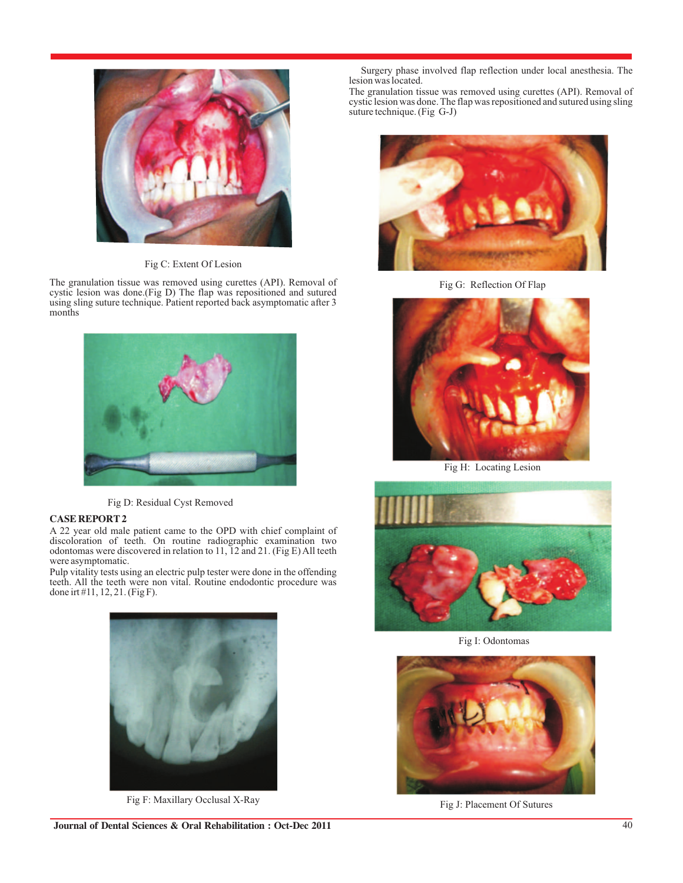Fig C: Extent Of Lesion

The granulation tissue was removed using curettes (API). Removal of cystic lesion was done.(Fig D) The flap was repositioned and sutured using sling suture technique. Patient reported back asymptomatic after 3 months

Fig D: Residual Cyst Removed

**CASE REPORT 2**

A 22 year old male patient came to the OPD with chief complaint of discoloration of teeth. On routine radiographic examination two odontomas were discovered in relation to 11, 12 and 21. (Fig E) All teeth were asymptomatic.

Pulp vitality tests using an electric pulp tester were done in the offending teeth. All the teeth were non vital. Routine endodontic procedure was done irt #11, 12, 21. (Fig F).

Fig F: Maxillary Occlusal X-Ray

Surgery phase involved flap reflection under local anesthesia. The lesion was located.

The granulation tissue was removed using curettes (API). Removal of cystic lesion was done. The flap was repositioned and sutured using sling suture technique. (Fig G-J)

Fig G: Reflection Of Flap

Fig H: Locating Lesion

Fig I: Odontomas

Fig J: Placement Of Sutures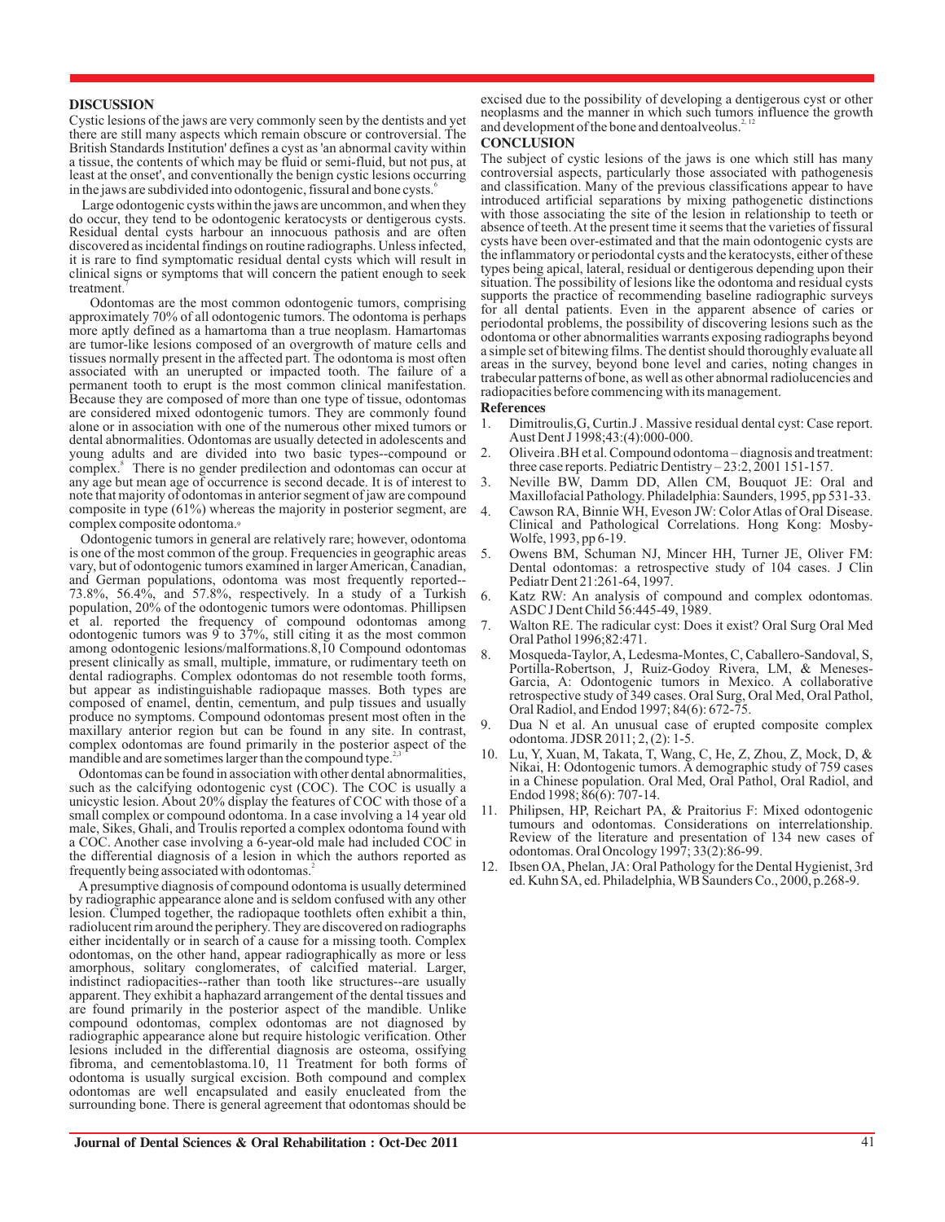## DISCUSSION

Cystic lesions of the jaws are very commonly seen by the dentists and yet there are still many aspects which remain obscure or controversial. The British Standards Institution' defines a cyst as 'an abnormal cavity within a tissue, the contents of which may be fluid or semi-fluid, but not pus, at least at the onset', and conventionally the benign cystic lesions occurring in the jaws are subdivided into odontogenic, fissural and bone cysts.[6]

Large odontogenic cysts within the jaws are uncommon, and when they do occur, they tend to be odontogenic keratocysts or dentigerous cysts. Residual dental cysts harbour an innocuous pathosis and are often discovered as incidental findings on routine radiographs. Unless infected, it is rare to find symptomatic residual dental cysts which will result in clinical signs or symptoms that will concern the patient enough to seek treatment.[7]

Odontomas are the most common odontogenic tumors, comprising approximately 70% of all odontogenic tumors. The odontoma is perhaps more aptly defined as a hamartoma than a true neoplasm. Hamartomas are tumor-like lesions composed of an overgrowth of mature cells and tissues normally present in the affected part. The odontoma is most often associated with an unerupted or impacted tooth. The failure of a permanent tooth to erupt is the most common clinical manifestation. Because they are composed of more than one type of tissue, odontomas are considered mixed odontogenic tumors. They are commonly found alone or in association with one of the numerous other mixed tumors or dental abnormalities. Odontomas are usually detected in adolescents and young adults and are divided into two basic types--compound or complex.[8] There is no gender predilection and odontomas can occur at any age but mean age of occurrence is second decade. It is of interest to note that majority of odontomas in anterior segment of jaw are compound composite in type (61%) whereas the majority in posterior segment, are complex composite odontoma.[9]

Odontogenic tumors in general are relatively rare; however, odontoma is one of the most common of the group. Frequencies in geographic areas vary, but of odontogenic tumors examined in larger American, Canadian, and German populations, odontoma was most frequently reported--73.8%, 56.4%, and 57.8%, respectively. In a study of a Turkish population, 20% of the odontogenic tumors were odontomas. Phillipsen et al. reported the frequency of compound odontomas among odontogenic tumors was 9 to 37%, still citing it as the most common among odontogenic lesions/malformations.8,10 Compound odontomas present clinically as small, multiple, immature, or rudimentary teeth on dental radiographs. Complex odontomas do not resemble tooth forms, but appear as indistinguishable radiopaque masses. Both types are composed of enamel, dentin, cementum, and pulp tissues and usually produce no symptoms. Compound odontomas present most often in the maxillary anterior region but can be found in any site. In contrast, complex odontomas are found primarily in the posterior aspect of the mandible and are sometimes larger than the compound type.[2,3]

Odontomas can be found in association with other dental abnormalities, such as the calcifying odontogenic cyst (COC). The COC is usually a unicystic lesion. About 20% display the features of COC with those of a small complex or compound odontoma. In a case involving a 14 year old male, Sikes, Ghali, and Troulis reported a complex odontoma found with a COC. Another case involving a 6-year-old male had included COC in the differential diagnosis of a lesion in which the authors reported as frequently being associated with odontomas.[2]

A presumptive diagnosis of compound odontoma is usually determined by radiographic appearance alone and is seldom confused with any other lesion. Clumped together, the radiopaque toothlets often exhibit a thin, radiolucent rim around the periphery. They are discovered on radiographs either incidentally or in search of a cause for a missing tooth. Complex odontomas, on the other hand, appear radiographically as more or less amorphous, solitary conglomerates, of calcified material. Larger, indistinct radiopacities--rather than tooth like structures--are usually apparent. They exhibit a haphazard arrangement of the dental tissues and are found primarily in the posterior aspect of the mandible. Unlike compound odontomas, complex odontomas are not diagnosed by radiographic appearance alone but require histologic verification. Other lesions included in the differential diagnosis are osteoma, ossifying fibroma, and cementoblastoma.10, 11 Treatment for both forms of odontoma is usually surgical excision. Both compound and complex odontomas are well encapsulated and easily enucleated from the surrounding bone. There is general agreement that odontomas should be excised due to the possibility of developing a dentigerous cyst or other neoplasms and the manner in which such tumors influence the growth and development of the bone and dentoalveolus.[2, 12]

## CONCLUSION

The subject of cystic lesions of the jaws is one which still has many controversial aspects, particularly those associated with pathogenesis and classification. Many of the previous classifications appear to have introduced artificial separations by mixing pathogenetic distinctions with those associating the site of the lesion in relationship to teeth or absence of teeth. At the present time it seems that the varieties of fissural cysts have been over-estimated and that the main odontogenic cysts are the inflammatory or periodontal cysts and the keratocysts, either of these types being apical, lateral, residual or dentigerous depending upon their situation. The possibility of lesions like the odontoma and residual cysts supports the practice of recommending baseline radiographic surveys for all dental patients. Even in the apparent absence of caries or periodontal problems, the possibility of discovering lesions such as the odontoma or other abnormalities warrants exposing radiographs beyond a simple set of bitewing films. The dentist should thoroughly evaluate all areas in the survey, beyond bone level and caries, noting changes in trabecular patterns of bone, as well as other abnormal radiolucencies and radiopacities before commencing with its management.

## References

1. Dimitroulis,G, Curtin.J . Massive residual dental cyst: Case report. Aust Dent J 1998;43:(4):000-000.
2. Oliveira .BH et al. Compound odontoma – diagnosis and treatment: three case reports. Pediatric Dentistry – 23:2, 2001 151-157.
3. Neville BW, Damm DD, Allen CM, Bouquot JE: Oral and Maxillofacial Pathology. Philadelphia: Saunders, 1995, pp 531-33.
4. Cawson RA, Binnie WH, Eveson JW: Color Atlas of Oral Disease. Clinical and Pathological Correlations. Hong Kong: Mosby-Wolfe, 1993, pp 6-19.
5. Owens BM, Schuman NJ, Mincer HH, Turner JE, Oliver FM: Dental odontomas: a retrospective study of 104 cases. J Clin Pediatr Dent 21:261-64, 1997.
6. Katz RW: An analysis of compound and complex odontomas. ASDC J Dent Child 56:445-49, 1989.
7. Walton RE. The radicular cyst: Does it exist? Oral Surg Oral Med Oral Pathol 1996;82:471.
8. Mosqueda-Taylor, A, Ledesma-Montes, C, Caballero-Sandoval, S, Portilla-Robertson, J, Ruiz-Godoy Rivera, LM, & Meneses-Garcia, A: Odontogenic tumors in Mexico. A collaborative retrospective study of 349 cases. Oral Surg, Oral Med, Oral Pathol, Oral Radiol, and Endod 1997; 84(6): 672-75.
9. Dua N et al. An unusual case of erupted composite complex odontoma. JDSR 2011; 2, (2): 1-5.
10. Lu, Y, Xuan, M, Takata, T, Wang, C, He, Z, Zhou, Z, Mock, D, & Nikai, H: Odontogenic tumors. A demographic study of 759 cases in a Chinese population. Oral Med, Oral Pathol, Oral Radiol, and Endod 1998; 86(6): 707-14.
11. Philipsen, HP, Reichart PA, & Praitorius F: Mixed odontogenic tumours and odontomas. Considerations on interrelationship. Review of the literature and presentation of 134 new cases of odontomas. Oral Oncology 1997; 33(2):86-99.
12. Ibsen OA, Phelan, JA: Oral Pathology for the Dental Hygienist, 3rd ed. Kuhn SA, ed. Philadelphia, WB Saunders Co., 2000, p.268-9.